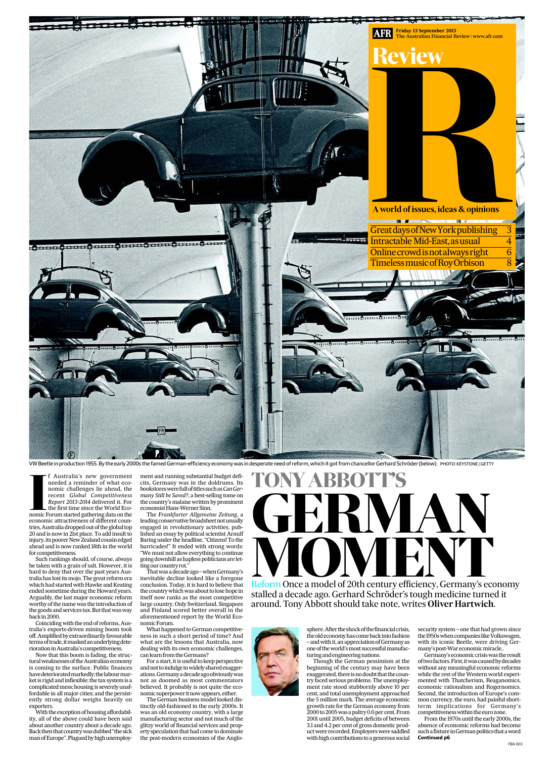AFR Friday 13 September 2013
The Australian Financial Review | www.afr.com

# Review

A world of issues, ideas & opinions

- Great days of New York publishing 3
- Intractable Mid-East, as usual 4
- Online crowd is not always right 6
- Timeless music of Roy Orbison 8

VW Beetle in production 1955. By the early 2000s the famed German-efficiency economy was in desperate need of reform, which it got from chancellor Gerhard Schröder (below). PHOTO: KEYSTONE/GETTY

# TONY ABBOTT'S GERMAN MOMENT

**Reform** Once a model of 20th century efficiency, Germany's economy stalled a decade ago. Gerhard Schröder's tough medicine turned it around. Tony Abbott should take note, writes **Oliver Hartwich**.

If Australia's new government needed a reminder of what economic challenges lie ahead, the recent *Global Competitiveness Report 2013-2014* delivered it. For the first time since the World Economic Forum started gathering data on the economic attractiveness of different countries, Australia dropped out of the global top 20 and is now in 21st place. To add insult to injury, its poorer New Zealand cousin edged ahead and is now ranked 18th in the world for competitiveness.

Such rankings should, of course, always be taken with a grain of salt. However, it is hard to deny that over the past years Australia has lost its mojo. The great reform era which had started with Hawke and Keating ended sometime during the Howard years. Arguably, the last major economic reform worthy of the name was the introduction of the goods and services tax. But that was way back in 2000.

Coinciding with the end of reforms, Australia's exports-driven mining boom took off. Amplified by extraordinarily favourable terms of trade, it masked an underlying deterioration in Australia's competitiveness.

Now that this boom is fading, the structural weaknesses of the Australian economy is coming to the surface. Public finances have deteriorated markedly; the labour market is rigid and inflexible; the tax system is a complicated mess; housing is severely unaffordable in all major cities; and the persistently strong dollar weighs heavily on exporters.

With the exception of housing affordability, all of the above could have been said about another country about a decade ago. Back then that country was dubbed "the sick man of Europe". Plagued by high unemployment and running substantial budget deficits, Germany was in the doldrums. Its bookstores were full of titles such as *Can Germany Still be Saved?*, a best-selling tome on the country's malaise written by prominent economist Hans-Werner Sinn.

The *Frankfurter Allgemeine Zeitung*, a leading conservative broadsheet not usually engaged in revolutionary activities, published an essay by political scientist Arnulf Baring under the headline, "Citizens! To the barricades!" It ended with strong words: "We must not allow everything to continue going downhill as hapless politicians are letting our country rot."

That was a decade ago – when Germany's inevitable decline looked like a foregone conclusion. Today, it is hard to believe that the country which was about to lose hope in itself now ranks as the most competitive large country. Only Switzerland, Singapore and Finland scored better overall in the aforementioned report by the World Economic Forum.

What happened to German competitiveness in such a short period of time? And what are the lessons that Australia, now dealing with its own economic challenges, can learn from the Germans?

For a start, it is useful to keep perspective and not to indulge in widely shared exaggerations. Germany a decade ago obviously was not as doomed as most commentators believed. It probably is not quite the economic superpower it now appears, either.

The German business model looked distinctly old-fashioned in the early 2000s. It was an old economy country, with a large manufacturing sector and not much of the glitzy world of financial services and property speculation that had come to dominate the post-modern economies of the Anglosphere. After the shock of the financial crisis, the old economy has come back into fashion – and with it, an appreciation of Germany as one of the world's most successful manufacturing and engineering nations.

Though the German pessimism at the beginning of the century may have been exaggerated, there is no doubt that the country faced serious problems. The unemployment rate stood stubbornly above 10 per cent, and total unemployment approached the 5 million mark. The average economic growth rate for the German economy from 2000 to 2005 was a paltry 0.6 per cent. From 2001 until 2005, budget deficits of between 3.1 and 4.2 per cent of gross domestic product were recorded. Employers were saddled with high contributions to a generous social security system – one that had grown since the 1950s when companies like Volkswagen, with its iconic Beetle, were driving Germany's post-War economic miracle..

Germany's economic crisis was the result of two factors. First, it was caused by decades without any meaningful economic reforms while the rest of the Western world experimented with Thatcherism, Reaganomics, economic rationalism and Rogernomics. Second, the introduction of Europe's common currency, the euro, had painful short-term implications for Germany's competitiveness within the euro zone.

From the 1970s until the early 2000s, the absence of economic reforms had become such a fixture in German politics that a word

**Continued p6**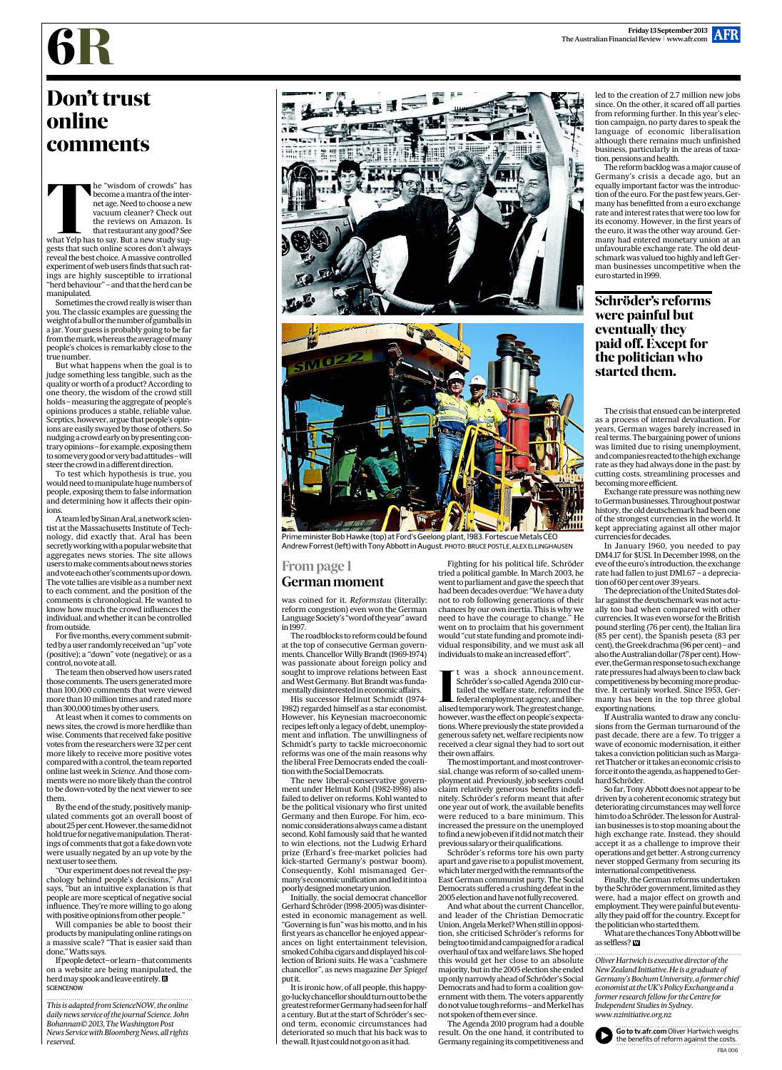# Don't trust online comments

The "wisdom of crowds" has become a mantra of the internet age. Need to choose a new vacuum cleaner? Check out the reviews on Amazon. Is that restaurant any good? See what Yelp has to say. But a new study suggests that such online scores don't always reveal the best choice. A massive controlled experiment of web users finds that such ratings are highly susceptible to irrational "herd behaviour" – and that the herd can be manipulated.

Sometimes the crowd really is wiser than you. The classic examples are guessing the weight of a bull or the number of gumballs in a jar. Your guess is probably going to be far from the mark, whereas the average of many people's choices is remarkably close to the true number.

But what happens when the goal is to judge something less tangible, such as the quality or worth of a product? According to one theory, the wisdom of the crowd still holds – measuring the aggregate of people's opinions produces a stable, reliable value. Sceptics, however, argue that people's opinions are easily swayed by those of others. So nudging a crowd early on by presenting contrary opinions – for example, exposing them to some very good or very bad attitudes – will steer the crowd in a different direction.

To test which hypothesis is true, you would need to manipulate huge numbers of people, exposing them to false information and determining how it affects their opinions.

A team led by Sinan Aral, a network scientist at the Massachusetts Institute of Technology, did exactly that. Aral has been secretly working with a popular website that aggregates news stories. The site allows users to make comments about news stories and vote each other's comments up or down. The vote tallies are visible as a number next to each comment, and the position of the comments is chronological. He wanted to know how much the crowd influences the individual, and whether it can be controlled from outside.

For five months, every comment submitted by a user randomly received an "up" vote (positive); a "down" vote (negative); or as a control, no vote at all.

The team then observed how users rated those comments. The users generated more than 100,000 comments that were viewed more than 10 million times and rated more than 300,000 times by other users.

At least when it comes to comments on news sites, the crowd is more herdlike than wise. Comments that received fake positive votes from the researchers were 32 per cent more likely to receive more positive votes compared with a control, the team reported online last week in *Science*. And those comments were no more likely than the control to be down-voted by the next viewer to see them.

By the end of the study, positively manipulated comments got an overall boost of about 25 per cent. However, the same did not hold true for negative manipulation. The ratings of comments that got a fake down vote were usually negated by an up vote by the next user to see them.

"Our experiment does not reveal the psychology behind people's decisions," Aral says, "but an intuitive explanation is that people are more sceptical of negative social influence. They're more willing to go along with positive opinions from other people."

Will companies be able to boost their products by manipulating online ratings on a massive scale? "That is easier said than done," Watts says.

If people detect – or learn – that comments on a website are being manipulated, the herd may spook and leave entirely.

SCIENCENOW

*This is adapted from ScienceNOW, the online daily news service of the journal Science. John Bohannan© 2013, The Washington Post News Service with Bloomberg News, all rights reserved.*

Prime minister Bob Hawke (top) at Ford's Geelong plant, 1983. Fortescue Metals CEO Andrew Forrest (left) with Tony Abbott in August. PHOTO: BRUCE POSTLE, ALEX ELLINGHAUSEN

## From page 1
## German moment

was coined for it. *Reformstau* (literally: reform congestion) even won the German Language Society's "word of the year" award in 1997.

The roadblocks to reform could be found at the top of consecutive German governments. Chancellor Willy Brandt (1969-1974) was passionate about foreign policy and sought to improve relations between East and West Germany. But Brandt was fundamentally disinterested in economic affairs.

His successor Helmut Schmidt (1974-1982) regarded himself as a star economist. However, his Keynesian macroeconomic recipes left only a legacy of debt, unemployment and inflation. The unwillingness of Schmidt's party to tackle microeconomic reforms was one of the main reasons why the liberal Free Democrats ended the coalition with the Social Democrats.

The new liberal-conservative government under Helmut Kohl (1982-1998) also failed to deliver on reforms. Kohl wanted to be the political visionary who first united Germany and then Europe. For him, economic considerations always came a distant second. Kohl famously said that he wanted to win elections, not the Ludwig Erhard prize (Erhard's free-market policies had kick-started Germany's postwar boom). Consequently, Kohl mismanaged Germany's economic unification and led it into a poorly designed monetary union.

Initially, the social democrat chancellor Gerhard Schröder (1998-2005) was disinterested in economic management as well. "Governing is fun" was his motto, and in his first years as chancellor he enjoyed appearances on light entertainment television, smoked Cohiba cigars and displayed his collection of Brioni suits. He was a "cashmere chancellor", as news magazine *Der Spiegel* put it.

It is ironic how, of all people, this happy-go-lucky chancellor should turn out to be the greatest reformer Germany had seen for half a century. But at the start of Schröder's second term, economic circumstances had deteriorated so much that his back was to the wall. It just could not go on as it had.

Fighting for his political life, Schröder tried a political gamble. In March 2003, he went to parliament and gave the speech that had been decades overdue: "We have a duty not to rob following generations of their chances by our own inertia. This is why we need to have the courage to change." He went on to proclaim that his government would "cut state funding and promote individual responsibility, and we must ask all individuals to make an increased effort".

It was a shock announcement. Schröder's so-called Agenda 2010 curtailed the welfare state, reformed the federal employment agency, and liberalised temporary work. The greatest change, however, was the effect on people's expectations. Where previously the state provided a generous safety net, welfare recipients now received a clear signal they had to sort out their own affairs.

The most important, and most controversial, change was reform of so-called unemployment aid. Previously, job seekers could claim relatively generous benefits indefinitely. Schröder's reform meant that after one year out of work, the available benefits were reduced to a bare minimum. This increased the pressure on the unemployed to find a new job even if it did not match their previous salary or their qualifications.

Schröder's reforms tore his own party apart and gave rise to a populist movement, which later merged with the remnants of the East German communist party. The Social Democrats suffered a crushing defeat in the 2005 election and have not fully recovered.

And what about the current Chancellor, and leader of the Christian Democratic Union, Angela Merkel? When still in opposition, she criticised Schröder's reforms for being too timid and campaigned for a radical overhaul of tax and welfare laws. She hoped this would get her close to an absolute majority, but in the 2005 election she ended up only narrowly ahead of Schröder's Social Democrats and had to form a coalition government with them. The voters apparently do not value tough reforms – and Merkel has not spoken of them ever since.

The Agenda 2010 program had a double result. On the one hand, it contributed to Germany regaining its competitiveness and led to the creation of 2.7 million new jobs since. On the other, it scared off all parties from reforming further. In this year's election campaign, no party dares to speak the language of economic liberalisation although there remains much unfinished business, particularly in the areas of taxation, pensions and health.

The reform backlog was a major cause of Germany's crisis a decade ago, but an equally important factor was the introduction of the euro. For the past few years, Germany has benefitted from a euro exchange rate and interest rates that were too low for its economy. However, in the first years of the euro, it was the other way around. Germany had entered monetary union at an unfavourable exchange rate. The old deutschmark was valued too highly and left German businesses uncompetitive when the euro started in 1999.

**Schröder's reforms were painful but eventually they paid off. Except for the politician who started them.**

The crisis that ensued can be interpreted as a process of internal devaluation. For years, German wages barely increased in real terms. The bargaining power of unions was limited due to rising unemployment, and companies reacted to the high exchange rate as they had always done in the past: by cutting costs, streamlining processes and becoming more efficient.

Exchange rate pressure was nothing new to German businesses. Throughout postwar history, the old deutschemark had been one of the strongest currencies in the world. It kept appreciating against all other major currencies for decades.

In January 1960, you needed to pay DM4.17 for $US1. In December 1998, on the eve of the euro's introduction, the exchange rate had fallen to just DM1.67 – a depreciation of 60 per cent over 39 years.

The depreciation of the United States dollar against the deutschemark was not actually too bad when compared with other currencies. It was even worse for the British pound sterling (76 per cent), the Italian lira (85 per cent), the Spanish peseta (83 per cent), the Greek drachma (96 per cent) – and also the Australian dollar (78 per cent). However, the German response to such exchange rate pressures had always been to claw back competitiveness by becoming more productive. It certainly worked. Since 1953, Germany has been in the top three global exporting nations.

If Australia wanted to draw any conclusions from the German turnaround of the past decade, there are a few. To trigger a wave of economic modernisation, it either takes a conviction politician such as Margaret Thatcher or it takes an economic crisis to force it onto the agenda, as happened to Gerhard Schröder.

So far, Tony Abbott does not appear to be driven by a coherent economic strategy but deteriorating circumstances may well force him to do a Schröder. The lesson for Australian businesses is to stop moaning about the high exchange rate. Instead, they should accept it as a challenge to improve their operations and get better. A strong currency never stopped Germany from securing its international competitiveness.

Finally, the German reforms undertaken by the Schröder government, limited as they were, had a major effect on growth and employment. They were painful but eventually they paid off for the country. Except for the politician who started them.

What are the chances Tony Abbott will be as selfless?

*Oliver Hartwich is executive director of the New Zealand Initiative. He is a graduate of Germany's Bochum University, a former chief economist at the UK's Policy Exchange and a former research fellow for the Centre for Independent Studies in Sydney. www.nzinitiative.org.nz*

**Go to tv.afr.com** Oliver Hartwich weighs the benefits of reform against the costs.